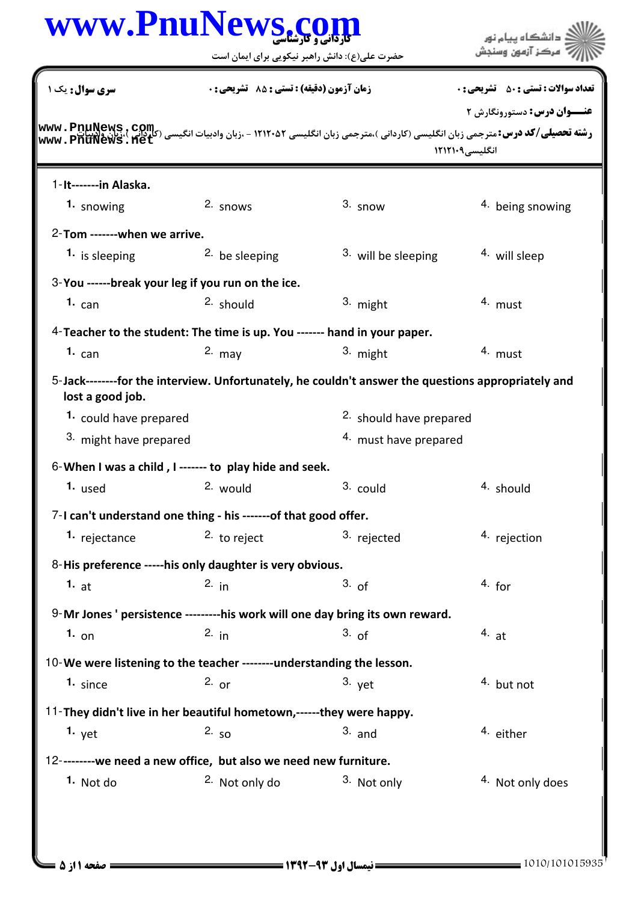www.PnuNews.com

کاردانی و کارشناسی

حضرت علی(ع): دانش راهبر نیکویی برای ایمان است

دانشگاه پیام نور
مرکز آزمون وسنجش

**سری سوال:** یک ۱ | **زمان آزمون (دقیقه) : تستی :** ۸۵ **تشریحی :** ۰ | **تعداد سوالات : تستی :** ۵۰ **تشریحی :** ۰

**عنـــوان درس:** دستورونگارش ۲

**رشته تحصیلی/کد درس:** مترجمی زبان انگلیسی (کاردانی )،مترجمی زبان انگلیسی ۱۲۱۲۰۵۲ - ،زبان وادبیات انگیسی (کاردانی )،زبان وادبیات انگلیسی۱۲۱۲۱۰۹

1-**It-------in Alaska.**

1. snowing
2. snows
3. snow
4. being snowing

2-**Tom -------when we arrive.**

1. is sleeping
2. be sleeping
3. will be sleeping
4. will sleep

3-**You ------break your leg if you run on the ice.**

1. can
2. should
3. might
4. must

4-**Teacher to the student: The time is up. You ------- hand in your paper.**

1. can
2. may
3. might
4. must

5-**Jack--------for the interview. Unfortunately, he couldn't answer the questions appropriately and lost a good job.**

1. could have prepared
2. should have prepared
3. might have prepared
4. must have prepared

6-**When I was a child , I ------- to play hide and seek.**

1. used
2. would
3. could
4. should

7-**I can't understand one thing - his -------of that good offer.**

1. rejectance
2. to reject
3. rejected
4. rejection

8-**His preference -----his only daughter is very obvious.**

1. at
2. in
3. of
4. for

9-**Mr Jones ' persistence ---------his work will one day bring its own reward.**

1. on
2. in
3. of
4. at

10-**We were listening to the teacher --------understanding the lesson.**

1. since
2. or
3. yet
4. but not

11-**They didn't live in her beautiful hometown,------they were happy.**

1. yet
2. so
3. and
4. either

12-**--------we need a new office, but also we need new furniture.**

1. Not do
2. Not only do
3. Not only
4. Not only does

نیمسال اول ۹۳-۱۳۹۲

1010/101015935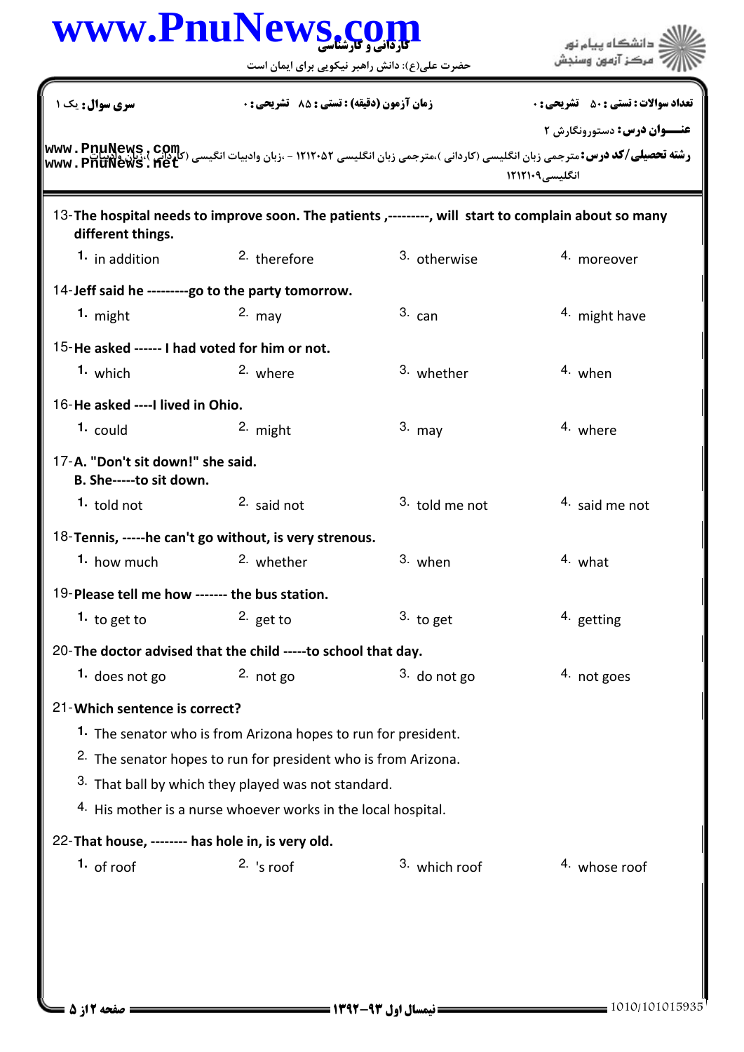13- **The hospital needs to improve soon. The patients ,---------, will start to complain about so many different things.**

1. in addition
2. therefore
3. otherwise
4. moreover

14- **Jeff said he ---------go to the party tomorrow.**

1. might
2. may
3. can
4. might have

15- **He asked ------ I had voted for him or not.**

1. which
2. where
3. whether
4. when

16- **He asked ----I lived in Ohio.**

1. could
2. might
3. may
4. where

17- **A. "Don't sit down!" she said.**
**B. She-----to sit down.**

1. told not
2. said not
3. told me not
4. said me not

18- **Tennis, -----he can't go without, is very strenous.**

1. how much
2. whether
3. when
4. what

19- **Please tell me how ------- the bus station.**

1. to get to
2. get to
3. to get
4. getting

20- **The doctor advised that the child -----to school that day.**

1. does not go
2. not go
3. do not go
4. not goes

21- **Which sentence is correct?**

1. The senator who is from Arizona hopes to run for president.
2. The senator hopes to run for president who is from Arizona.
3. That ball by which they played was not standard.
4. His mother is a nurse whoever works in the local hospital.

22- **That house, -------- has hole in, is very old.**

1. of roof
2. 's roof
3. which roof
4. whose roof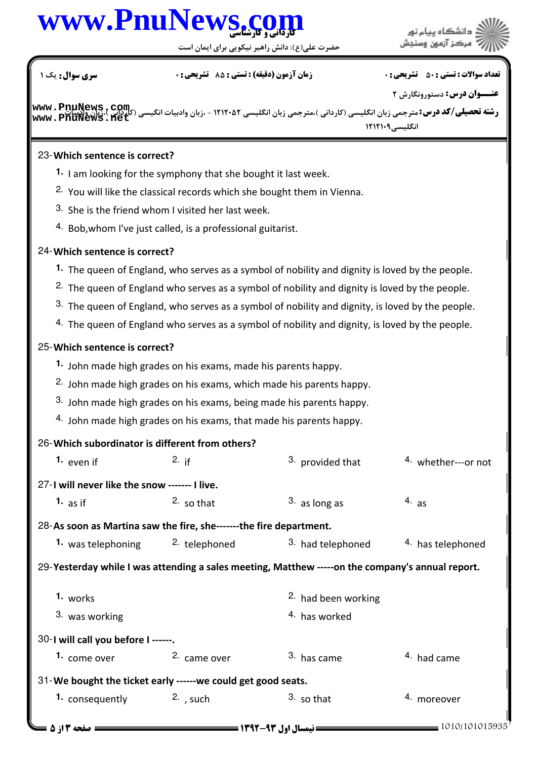23-**Which sentence is correct?**

1. I am looking for the symphony that she bought it last week.
2. You will like the classical records which she bought them in Vienna.
3. She is the friend whom I visited her last week.
4. Bob,whom I've just called, is a professional guitarist.

24-**Which sentence is correct?**

1. The queen of England, who serves as a symbol of nobility and dignity is loved by the people.
2. The queen of England who serves as a symbol of nobility and dignity is loved by the people.
3. The queen of England, who serves as a symbol of nobility and dignity, is loved by the people.
4. The queen of England who serves as a symbol of nobility and dignity, is loved by the people.

25-**Which sentence is correct?**

1. John made high grades on his exams, made his parents happy.
2. John made high grades on his exams, which made his parents happy.
3. John made high grades on his exams, being made his parents happy.
4. John made high grades on his exams, that made his parents happy.

26-**Which subordinator is different from others?**

1. even if
2. if
3. provided that
4. whether---or not

27-**I will never like the snow ------- I live.**

1. as if
2. so that
3. as long as
4. as

28-**As soon as Martina saw the fire, she-------the fire department.**

1. was telephoning
2. telephoned
3. had telephoned
4. has telephoned

29-**Yesterday while I was attending a sales meeting, Matthew -----on the company's annual report.**

1. works
2. had been working
3. was working
4. has worked

30-**I will call you before I ------.**

1. come over
2. came over
3. has came
4. had came

31-**We bought the ticket early ------we could get good seats.**

1. consequently
2. , such
3. so that
4. moreover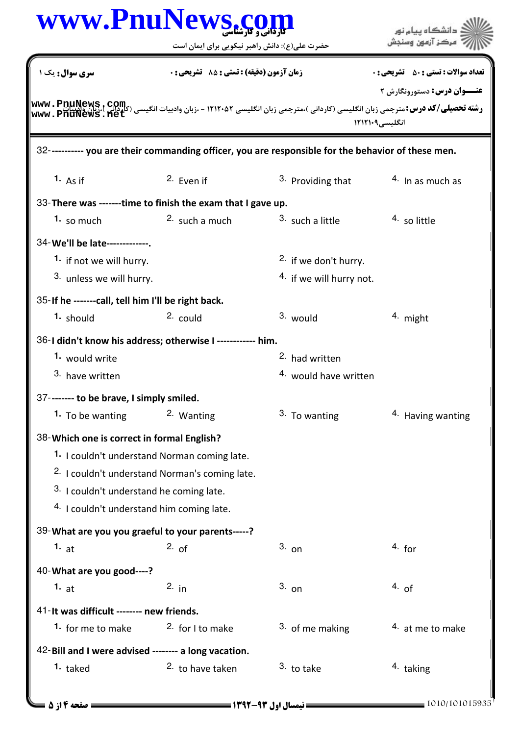سری سوال: یک ۱ | زمان آزمون (دقیقه) : تستی : ۸۵ تشریحی : ۰ | تعداد سوالات : تستی : ۵۰ تشریحی : ۰

**عنـــوان درس:** دستورونگارش ۲

**رشته تحصیلی/کد درس:** مترجمی زبان انگلیسی (کاردانی )،مترجمی زبان انگلیسی ۱۲۱۲۰۵۲ - ،زبان وادبیات انگلیسی (کاردانی )،زبان وادبیات انگلیسی۱۲۱۲۱۰۹

32- ---------- you are their commanding officer, you are responsible for the behavior of these men.

1. As if
2. Even if
3. Providing that
4. In as much as

33- There was -------time to finish the exam that I gave up.

1. so much
2. such a much
3. such a little
4. so little

34- We'll be late-------------.

1. if not we will hurry.
2. if we don't hurry.
3. unless we will hurry.
4. if we will hurry not.

35- If he -------call, tell him I'll be right back.

1. should
2. could
3. would
4. might

36- I didn't know his address; otherwise I ------------ him.

1. would write
2. had written
3. have written
4. would have written

37- ------- to be brave, I simply smiled.

1. To be wanting
2. Wanting
3. To wanting
4. Having wanting

38- Which one is correct in formal English?

1. I couldn't understand Norman coming late.
2. I couldn't understand Norman's coming late.
3. I couldn't understand he coming late.
4. I couldn't understand him coming late.

39- What are you you graeful to your parents-----?

1. at
2. of
3. on
4. for

40- What are you good----?

1. at
2. in
3. on
4. of

41- It was difficult -------- new friends.

1. for me to make
2. for I to make
3. of me making
4. at me to make

42- Bill and I were advised -------- a long vacation.

1. taked
2. to have taken
3. to take
4. taking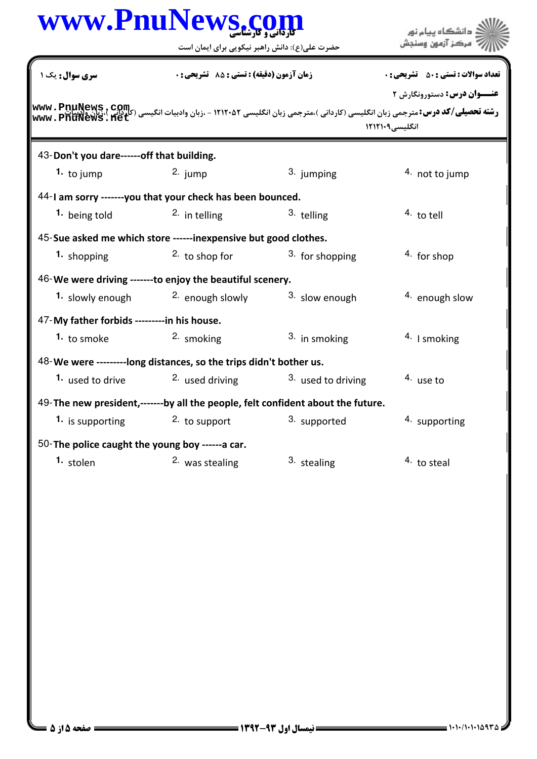43-**Don't you dare------off that building.**

1. to jump
2. jump
3. jumping
4. not to jump

44-**I am sorry -------you that your check has been bounced.**

1. being told
2. in telling
3. telling
4. to tell

45-**Sue asked me which store ------inexpensive but good clothes.**

1. shopping
2. to shop for
3. for shopping
4. for shop

46-**We were driving -------to enjoy the beautiful scenery.**

1. slowly enough
2. enough slowly
3. slow enough
4. enough slow

47-**My father forbids ---------in his house.**

1. to smoke
2. smoking
3. in smoking
4. I smoking

48-**We were ---------long distances, so the trips didn't bother us.**

1. used to drive
2. used driving
3. used to driving
4. use to

49-**The new president,-------by all the people, felt confident about the future.**

1. is supporting
2. to support
3. supported
4. supporting

50-**The police caught the young boy ------a car.**

1. stolen
2. was stealing
3. stealing
4. to steal